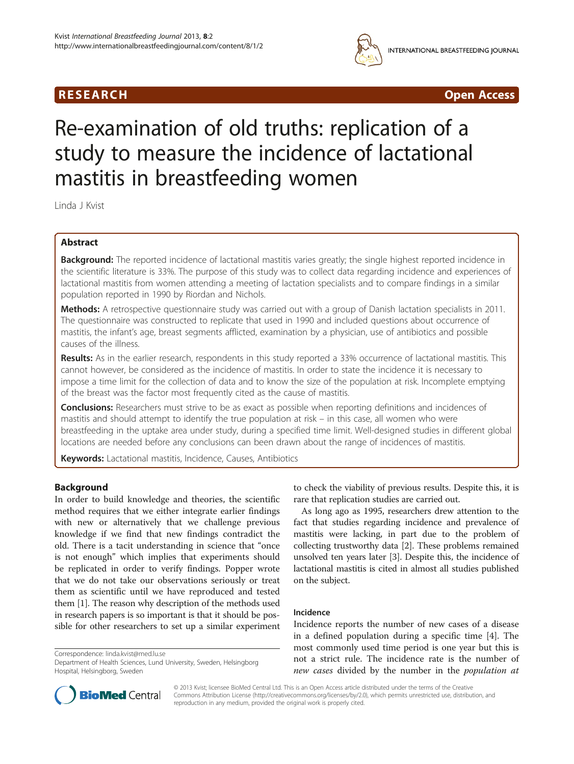**RESEARCH** **Open Access**

# Re-examination of old truths: replication of a study to measure the incidence of lactational mastitis in breastfeeding women

Linda J Kvist

## Abstract

**Background:** The reported incidence of lactational mastitis varies greatly; the single highest reported incidence in the scientific literature is 33%. The purpose of this study was to collect data regarding incidence and experiences of lactational mastitis from women attending a meeting of lactation specialists and to compare findings in a similar population reported in 1990 by Riordan and Nichols.

**Methods:** A retrospective questionnaire study was carried out with a group of Danish lactation specialists in 2011. The questionnaire was constructed to replicate that used in 1990 and included questions about occurrence of mastitis, the infant's age, breast segments afflicted, examination by a physician, use of antibiotics and possible causes of the illness.

**Results:** As in the earlier research, respondents in this study reported a 33% occurrence of lactational mastitis. This cannot however, be considered as the incidence of mastitis. In order to state the incidence it is necessary to impose a time limit for the collection of data and to know the size of the population at risk. Incomplete emptying of the breast was the factor most frequently cited as the cause of mastitis.

**Conclusions:** Researchers must strive to be as exact as possible when reporting definitions and incidences of mastitis and should attempt to identify the true population at risk – in this case, all women who were breastfeeding in the uptake area under study, during a specified time limit. Well-designed studies in different global locations are needed before any conclusions can been drawn about the range of incidences of mastitis.

**Keywords:** Lactational mastitis, Incidence, Causes, Antibiotics

## Background

In order to build knowledge and theories, the scientific method requires that we either integrate earlier findings with new or alternatively that we challenge previous knowledge if we find that new findings contradict the old. There is a tacit understanding in science that "once is not enough" which implies that experiments should be replicated in order to verify findings. Popper wrote that we do not take our observations seriously or treat them as scientific until we have reproduced and tested them [1]. The reason why description of the methods used in research papers is so important is that it should be possible for other researchers to set up a similar experiment to check the viability of previous results. Despite this, it is rare that replication studies are carried out.

As long ago as 1995, researchers drew attention to the fact that studies regarding incidence and prevalence of mastitis were lacking, in part due to the problem of collecting trustworthy data [2]. These problems remained unsolved ten years later [3]. Despite this, the incidence of lactational mastitis is cited in almost all studies published on the subject.

### Incidence

Incidence reports the number of new cases of a disease in a defined population during a specific time [4]. The most commonly used time period is one year but this is not a strict rule. The incidence rate is the number of *new cases* divided by the number in the *population at*

Correspondence: linda.kvist@med.lu.se
Department of Health Sciences, Lund University, Sweden, Helsingborg Hospital, Helsingborg, Sweden

© 2013 Kvist; licensee BioMed Central Ltd. This is an Open Access article distributed under the terms of the Creative Commons Attribution License (http://creativecommons.org/licenses/by/2.0), which permits unrestricted use, distribution, and reproduction in any medium, provided the original work is properly cited.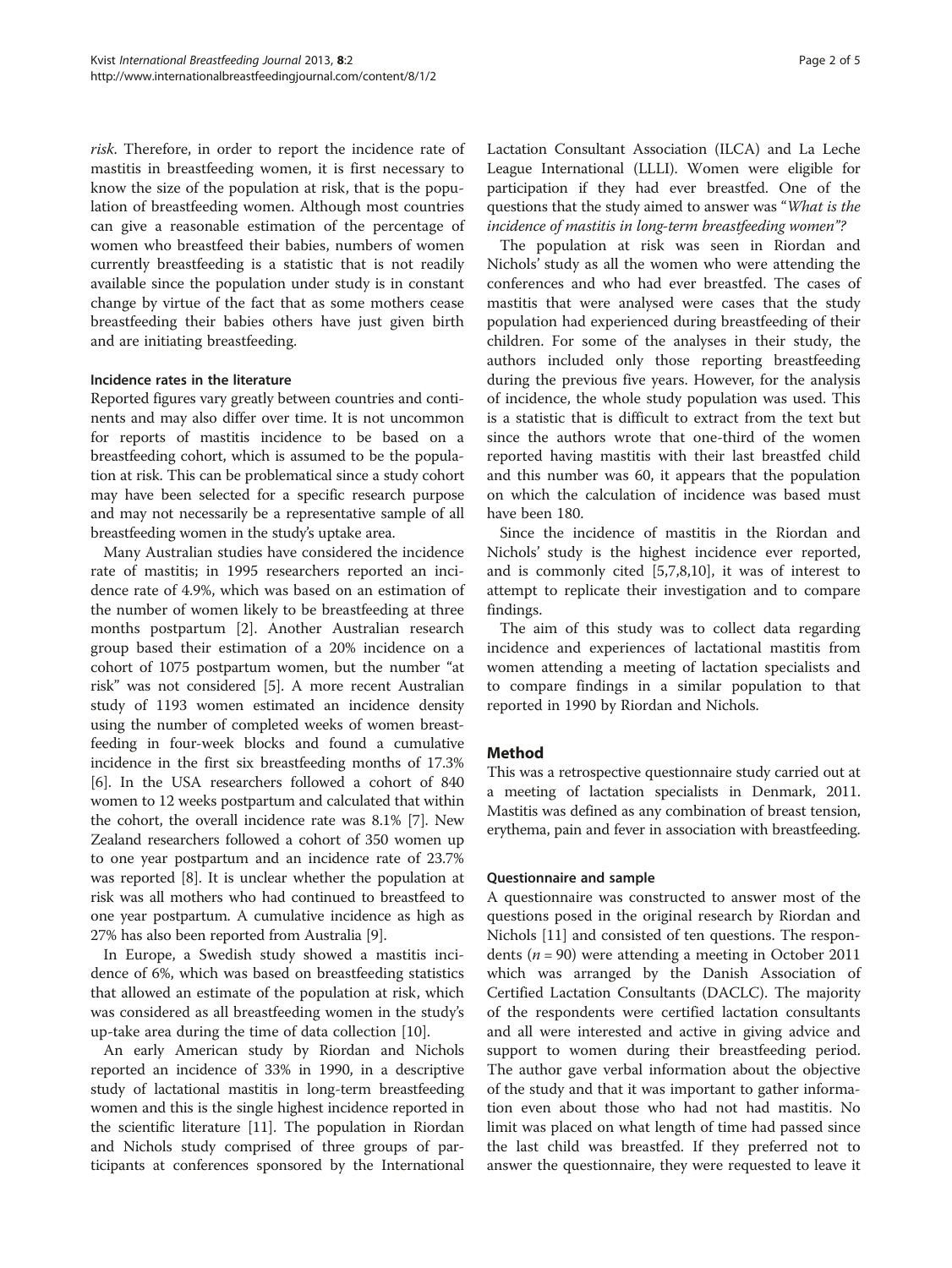*risk*. Therefore, in order to report the incidence rate of mastitis in breastfeeding women, it is first necessary to know the size of the population at risk, that is the population of breastfeeding women. Although most countries can give a reasonable estimation of the percentage of women who breastfeed their babies, numbers of women currently breastfeeding is a statistic that is not readily available since the population under study is in constant change by virtue of the fact that as some mothers cease breastfeeding their babies others have just given birth and are initiating breastfeeding.

### Incidence rates in the literature

Reported figures vary greatly between countries and continents and may also differ over time. It is not uncommon for reports of mastitis incidence to be based on a breastfeeding cohort, which is assumed to be the population at risk. This can be problematical since a study cohort may have been selected for a specific research purpose and may not necessarily be a representative sample of all breastfeeding women in the study's uptake area.

Many Australian studies have considered the incidence rate of mastitis; in 1995 researchers reported an incidence rate of 4.9%, which was based on an estimation of the number of women likely to be breastfeeding at three months postpartum [2]. Another Australian research group based their estimation of a 20% incidence on a cohort of 1075 postpartum women, but the number "at risk" was not considered [5]. A more recent Australian study of 1193 women estimated an incidence density using the number of completed weeks of women breastfeeding in four-week blocks and found a cumulative incidence in the first six breastfeeding months of 17.3% [6]. In the USA researchers followed a cohort of 840 women to 12 weeks postpartum and calculated that within the cohort, the overall incidence rate was 8.1% [7]. New Zealand researchers followed a cohort of 350 women up to one year postpartum and an incidence rate of 23.7% was reported [8]. It is unclear whether the population at risk was all mothers who had continued to breastfeed to one year postpartum. A cumulative incidence as high as 27% has also been reported from Australia [9].

In Europe, a Swedish study showed a mastitis incidence of 6%, which was based on breastfeeding statistics that allowed an estimate of the population at risk, which was considered as all breastfeeding women in the study's up-take area during the time of data collection [10].

An early American study by Riordan and Nichols reported an incidence of 33% in 1990, in a descriptive study of lactational mastitis in long-term breastfeeding women and this is the single highest incidence reported in the scientific literature [11]. The population in Riordan and Nichols study comprised of three groups of participants at conferences sponsored by the International Lactation Consultant Association (ILCA) and La Leche League International (LLLI). Women were eligible for participation if they had ever breastfed. One of the questions that the study aimed to answer was "*What is the incidence of mastitis in long-term breastfeeding women*"?

The population at risk was seen in Riordan and Nichols' study as all the women who were attending the conferences and who had ever breastfed. The cases of mastitis that were analysed were cases that the study population had experienced during breastfeeding of their children. For some of the analyses in their study, the authors included only those reporting breastfeeding during the previous five years. However, for the analysis of incidence, the whole study population was used. This is a statistic that is difficult to extract from the text but since the authors wrote that one-third of the women reported having mastitis with their last breastfed child and this number was 60, it appears that the population on which the calculation of incidence was based must have been 180.

Since the incidence of mastitis in the Riordan and Nichols' study is the highest incidence ever reported, and is commonly cited [5,7,8,10], it was of interest to attempt to replicate their investigation and to compare findings.

The aim of this study was to collect data regarding incidence and experiences of lactational mastitis from women attending a meeting of lactation specialists and to compare findings in a similar population to that reported in 1990 by Riordan and Nichols.

## Method

This was a retrospective questionnaire study carried out at a meeting of lactation specialists in Denmark, 2011. Mastitis was defined as any combination of breast tension, erythema, pain and fever in association with breastfeeding.

### Questionnaire and sample

A questionnaire was constructed to answer most of the questions posed in the original research by Riordan and Nichols [11] and consisted of ten questions. The respondents ($n = 90$) were attending a meeting in October 2011 which was arranged by the Danish Association of Certified Lactation Consultants (DACLC). The majority of the respondents were certified lactation consultants and all were interested and active in giving advice and support to women during their breastfeeding period. The author gave verbal information about the objective of the study and that it was important to gather information even about those who had not had mastitis. No limit was placed on what length of time had passed since the last child was breastfed. If they preferred not to answer the questionnaire, they were requested to leave it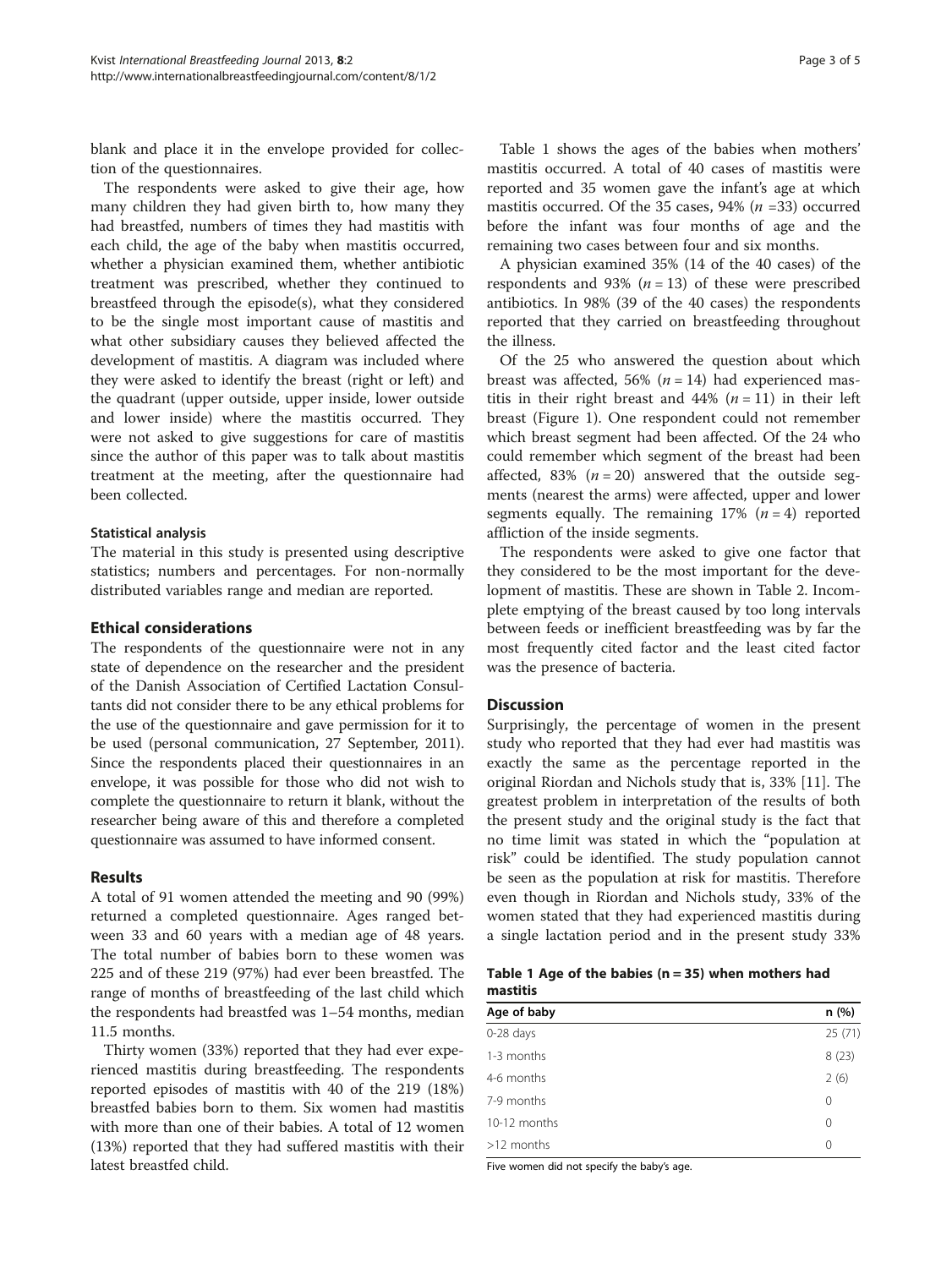blank and place it in the envelope provided for collection of the questionnaires.

The respondents were asked to give their age, how many children they had given birth to, how many they had breastfed, numbers of times they had mastitis with each child, the age of the baby when mastitis occurred, whether a physician examined them, whether antibiotic treatment was prescribed, whether they continued to breastfeed through the episode(s), what they considered to be the single most important cause of mastitis and what other subsidiary causes they believed affected the development of mastitis. A diagram was included where they were asked to identify the breast (right or left) and the quadrant (upper outside, upper inside, lower outside and lower inside) where the mastitis occurred. They were not asked to give suggestions for care of mastitis since the author of this paper was to talk about mastitis treatment at the meeting, after the questionnaire had been collected.

#### Statistical analysis

The material in this study is presented using descriptive statistics; numbers and percentages. For non-normally distributed variables range and median are reported.

### Ethical considerations

The respondents of the questionnaire were not in any state of dependence on the researcher and the president of the Danish Association of Certified Lactation Consultants did not consider there to be any ethical problems for the use of the questionnaire and gave permission for it to be used (personal communication, 27 September, 2011). Since the respondents placed their questionnaires in an envelope, it was possible for those who did not wish to complete the questionnaire to return it blank, without the researcher being aware of this and therefore a completed questionnaire was assumed to have informed consent.

### Results

A total of 91 women attended the meeting and 90 (99%) returned a completed questionnaire. Ages ranged between 33 and 60 years with a median age of 48 years. The total number of babies born to these women was 225 and of these 219 (97%) had ever been breastfed. The range of months of breastfeeding of the last child which the respondents had breastfed was 1–54 months, median 11.5 months.

Thirty women (33%) reported that they had ever experienced mastitis during breastfeeding. The respondents reported episodes of mastitis with 40 of the 219 (18%) breastfed babies born to them. Six women had mastitis with more than one of their babies. A total of 12 women (13%) reported that they had suffered mastitis with their latest breastfed child.

Table 1 shows the ages of the babies when mothers' mastitis occurred. A total of 40 cases of mastitis were reported and 35 women gave the infant's age at which mastitis occurred. Of the 35 cases, 94% ($n$ =33) occurred before the infant was four months of age and the remaining two cases between four and six months.

A physician examined 35% (14 of the 40 cases) of the respondents and 93% ($n$ = 13) of these were prescribed antibiotics. In 98% (39 of the 40 cases) the respondents reported that they carried on breastfeeding throughout the illness.

Of the 25 who answered the question about which breast was affected, 56% ($n$ = 14) had experienced mastitis in their right breast and 44% ($n$ = 11) in their left breast (Figure 1). One respondent could not remember which breast segment had been affected. Of the 24 who could remember which segment of the breast had been affected, 83% ($n$ = 20) answered that the outside segments (nearest the arms) were affected, upper and lower segments equally. The remaining 17% ($n$ = 4) reported affliction of the inside segments.

The respondents were asked to give one factor that they considered to be the most important for the development of mastitis. These are shown in Table 2. Incomplete emptying of the breast caused by too long intervals between feeds or inefficient breastfeeding was by far the most frequently cited factor and the least cited factor was the presence of bacteria.

### Discussion

Surprisingly, the percentage of women in the present study who reported that they had ever had mastitis was exactly the same as the percentage reported in the original Riordan and Nichols study that is, 33% [11]. The greatest problem in interpretation of the results of both the present study and the original study is the fact that no time limit was stated in which the "population at risk" could be identified. The study population cannot be seen as the population at risk for mastitis. Therefore even though in Riordan and Nichols study, 33% of the women stated that they had experienced mastitis during a single lactation period and in the present study 33%

**Table 1 Age of the babies (n = 35) when mothers had mastitis**

| Age of baby | n (%) |
|---|---|
| 0-28 days | 25 (71) |
| 1-3 months | 8 (23) |
| 4-6 months | 2 (6) |
| 7-9 months | 0 |
| 10-12 months | 0 |
| >12 months | 0 |

Five women did not specify the baby's age.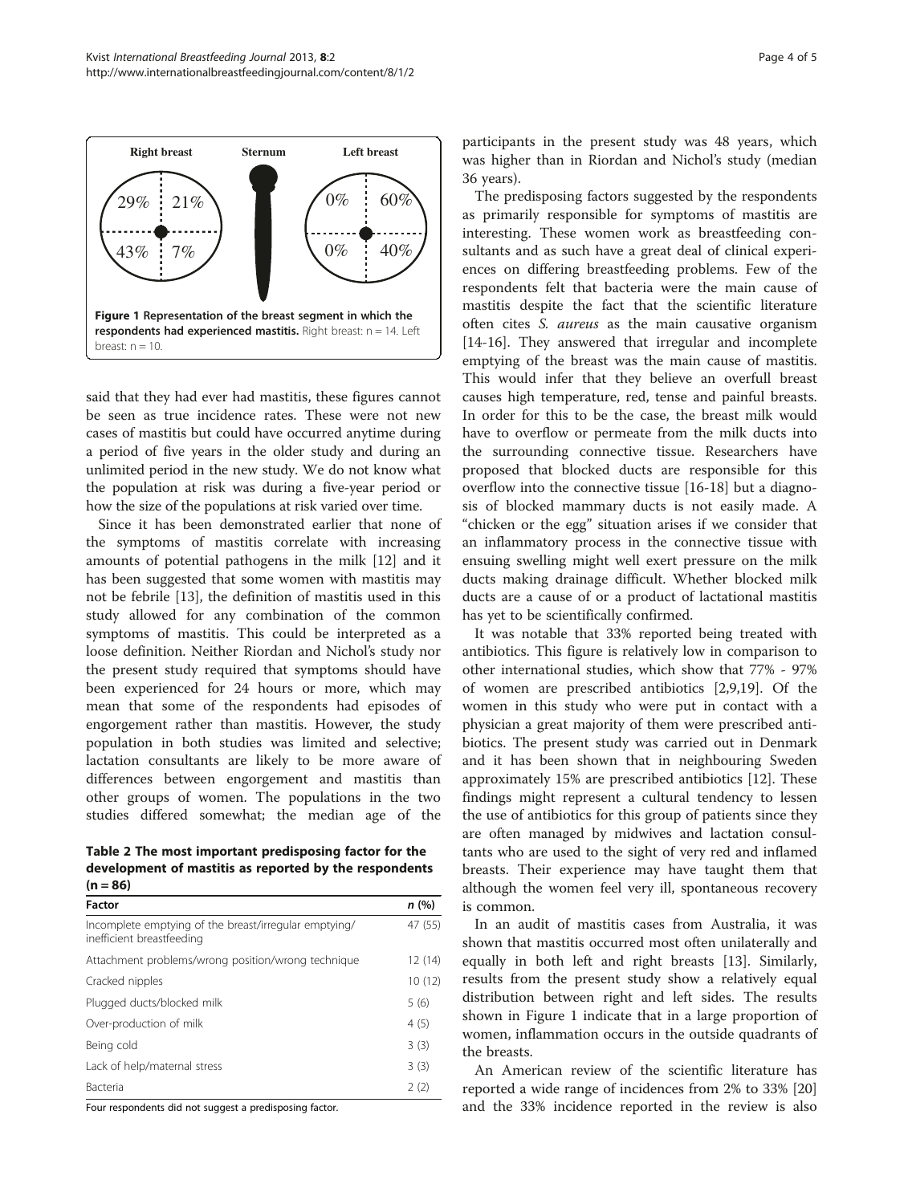Right breast | Sternum | Left breast

29% | 21% | 0% | 60%

43% | 7% | 0% | 40%

**Figure 1 Representation of the breast segment in which the respondents had experienced mastitis.** Right breast: n = 14. Left breast: n = 10.

said that they had ever had mastitis, these figures cannot be seen as true incidence rates. These were not new cases of mastitis but could have occurred anytime during a period of five years in the older study and during an unlimited period in the new study. We do not know what the population at risk was during a five-year period or how the size of the populations at risk varied over time.

Since it has been demonstrated earlier that none of the symptoms of mastitis correlate with increasing amounts of potential pathogens in the milk [12] and it has been suggested that some women with mastitis may not be febrile [13], the definition of mastitis used in this study allowed for any combination of the common symptoms of mastitis. This could be interpreted as a loose definition. Neither Riordan and Nichol's study nor the present study required that symptoms should have been experienced for 24 hours or more, which may mean that some of the respondents had episodes of engorgement rather than mastitis. However, the study population in both studies was limited and selective; lactation consultants are likely to be more aware of differences between engorgement and mastitis than other groups of women. The populations in the two studies differed somewhat; the median age of the participants in the present study was 48 years, which was higher than in Riordan and Nichol's study (median 36 years).

**Table 2 The most important predisposing factor for the development of mastitis as reported by the respondents (n = 86)**

| Factor | *n* (%) |
|---|---|
| Incomplete emptying of the breast/irregular emptying/ inefficient breastfeeding | 47 (55) |
| Attachment problems/wrong position/wrong technique | 12 (14) |
| Cracked nipples | 10 (12) |
| Plugged ducts/blocked milk | 5 (6) |
| Over-production of milk | 4 (5) |
| Being cold | 3 (3) |
| Lack of help/maternal stress | 3 (3) |
| Bacteria | 2 (2) |

Four respondents did not suggest a predisposing factor.

The predisposing factors suggested by the respondents as primarily responsible for symptoms of mastitis are interesting. These women work as breastfeeding consultants and as such have a great deal of clinical experiences on differing breastfeeding problems. Few of the respondents felt that bacteria were the main cause of mastitis despite the fact that the scientific literature often cites *S. aureus* as the main causative organism [14-16]. They answered that irregular and incomplete emptying of the breast was the main cause of mastitis. This would infer that they believe an overfull breast causes high temperature, red, tense and painful breasts. In order for this to be the case, the breast milk would have to overflow or permeate from the milk ducts into the surrounding connective tissue. Researchers have proposed that blocked ducts are responsible for this overflow into the connective tissue [16-18] but a diagnosis of blocked mammary ducts is not easily made. A "chicken or the egg" situation arises if we consider that an inflammatory process in the connective tissue with ensuing swelling might well exert pressure on the milk ducts making drainage difficult. Whether blocked milk ducts are a cause of or a product of lactational mastitis has yet to be scientifically confirmed.

It was notable that 33% reported being treated with antibiotics. This figure is relatively low in comparison to other international studies, which show that 77% - 97% of women are prescribed antibiotics [2,9,19]. Of the women in this study who were put in contact with a physician a great majority of them were prescribed antibiotics. The present study was carried out in Denmark and it has been shown that in neighbouring Sweden approximately 15% are prescribed antibiotics [12]. These findings might represent a cultural tendency to lessen the use of antibiotics for this group of patients since they are often managed by midwives and lactation consultants who are used to the sight of very red and inflamed breasts. Their experience may have taught them that although the women feel very ill, spontaneous recovery is common.

In an audit of mastitis cases from Australia, it was shown that mastitis occurred most often unilaterally and equally in both left and right breasts [13]. Similarly, results from the present study show a relatively equal distribution between right and left sides. The results shown in Figure 1 indicate that in a large proportion of women, inflammation occurs in the outside quadrants of the breasts.

An American review of the scientific literature has reported a wide range of incidences from 2% to 33% [20] and the 33% incidence reported in the review is also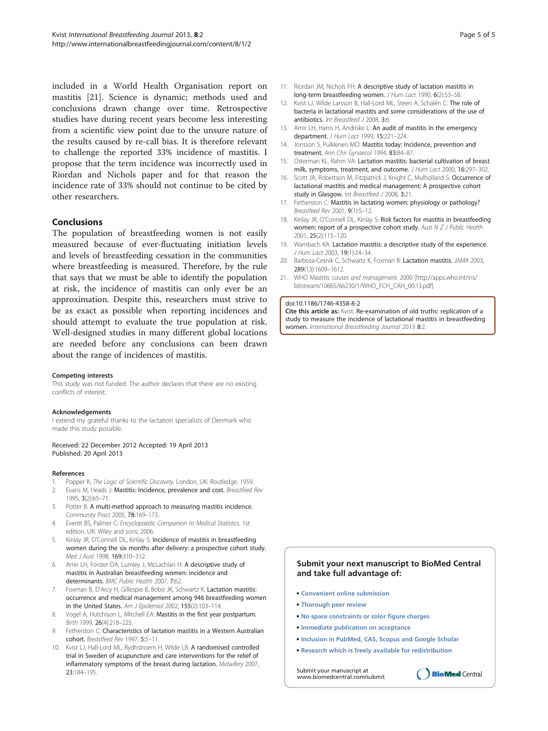included in a World Health Organisation report on mastitis [21]. Science is dynamic; methods used and conclusions drawn change over time. Retrospective studies have during recent years become less interesting from a scientific view point due to the unsure nature of the results caused by re-call bias. It is therefore relevant to challenge the reported 33% incidence of mastitis. I propose that the term incidence was incorrectly used in Riordan and Nichols paper and for that reason the incidence rate of 33% should not continue to be cited by other researchers.

## Conclusions

The population of breastfeeding women is not easily measured because of ever-fluctuating initiation levels and levels of breastfeeding cessation in the communities where breastfeeding is measured. Therefore, by the rule that says that we must be able to identify the population at risk, the incidence of mastitis can only ever be an approximation. Despite this, researchers must strive to be as exact as possible when reporting incidences and should attempt to evaluate the true population at risk. Well-designed studies in many different global locations are needed before any conclusions can been drawn about the range of incidences of mastitis.

#### Competing interests

This study was not funded. The author declares that there are no existing conflicts of interest.

#### Acknowledgements

I extend my grateful thanks to the lactation specialists of Denmark who made this study possible.

Received: 22 December 2012 Accepted: 19 April 2013
Published: 20 April 2013

#### References

1. Popper K: *The Logic of Scientific Discovery.* London, UK: Routledge; 1959.
2. Evans M, Heads J: **Mastitis: Incidence, prevalence and cost.** *Breastfeed Rev* 1995, **3**(2):65–71.
3. Potter B: **A multi-method approach to measuring mastitis incidence.** *Community Pract* 2005, **78**:169–173.
4. Everitt BS, Palmer C: *Encyclopaedic Companion to Medical Statistics.* 1st edition. UK: Wiley and sons; 2006.
5. Kinlay JR, O'Connell DL, Kinlay S: **Incidence of mastitis in breastfeeding women during the six months after delivery: a prospective cohort study.** *Med J Aust* 1998, **169**:310–312.
6. Amir LH, Forster DA, Lumley J, McLachlan H: **A descriptive study of mastitis in Australian breastfeeding women: incidence and determinants.** *BMC Public Health* 2007, **7**:62.
7. Foxman B, D'Arcy H, Gillespie B, Bobo JK, Schwartz K: **Lactation mastitis: occurrence and medical management among 946 breastfeeding women in the United States.** *Am J Epidemiol* 2002, **155**(2):103–114.
8. Vogel A, Hutchison L, Mitchell EA: **Mastitis in the first year postpartum.** *Birth* 1999, **26**(4):218–225.
9. Fetherston C: **Characteristics of lactation mastitis in a Western Australian cohort.** *Breastfeed Rev* 1997, **5**:5–11.
10. Kvist LJ, Hall-Lord ML, Rydhstroem H, Wilde LB: **A randomised controlled trial in Sweden of acupuncture and care interventions for the relief of inflammatory symptoms of the breast during lactation.** *Midwifery* 2007, **23**:184–195.
11. Riordan JM, Nichols FH: **A descriptive study of lactation mastitis in long-term breastfeeding women.** *J Hum Lact* 1990, **6**(2):53–58.
12. Kvist LJ, Wilde Larsson B, Hall-Lord ML, Steen A, Schalén C: **The role of bacteria in lactational mastitis and some considerations of the use of antibiotics.** *Int Breastfeed J* 2008, **3**:6.
13. Amir LH, Harris H, Andriske L: **An audit of mastitis in the emergency department.** *J Hum Lact* 1999, **15**:221–224.
14. Jonsson S, Pulkkinen MO: **Mastitis today: Incidence, prevention and treatment.** *Ann Chir Gynaecol* 1994, **83**:84–87.
15. Osterman KL, Rahm VA: **Lactation mastitis: bacterial cultivation of breast milk, symptoms, treatment, and outcome.** *J Hum Lact* 2000, **16**:297–302.
16. Scott JA, Robertson M, Fitzpatrick J, Knight C, Mulholland S: **Occurrence of lactational mastitis and medical management: A prospective cohort study in Glasgow.** *Int Breastfeed J* 2008, **3**:21.
17. Fetherston C: **Mastitis in lactating women: physiology or pathology?** *Breastfeed Rev* 2001, **9**(1):5–12.
18. Kinlay JR, O'Connell DL, Kinlay S: **Risk factors for mastitis in breastfeeding women: report of a prospective cohort study.** *Aust N Z J Public Health* 2001, **25**(2):115–120.
19. Wambach KA: **Lactation mastitis: a descriptive study of the experience.** *J Hum Lact* 2003, **19**(1):24–34.
20. Barbosa-Cesnik C, Schwartz K, Foxman B: **Lactation mastitis.** *JAMA* 2003, **289**(13):1609–1612.
21. WHO Mastitis: *causes and management.* 2000 [http://apps.who.int/iris/bitstream/10665/66230/1/WHO_FCH_CAH_00.13.pdf].

doi:10.1186/1746-4358-8-2

**Cite this article as:** Kvist: Re-examination of old truths: replication of a study to measure the incidence of lactational mastitis in breastfeeding women. *International Breastfeeding Journal* 2013 **8**:2.